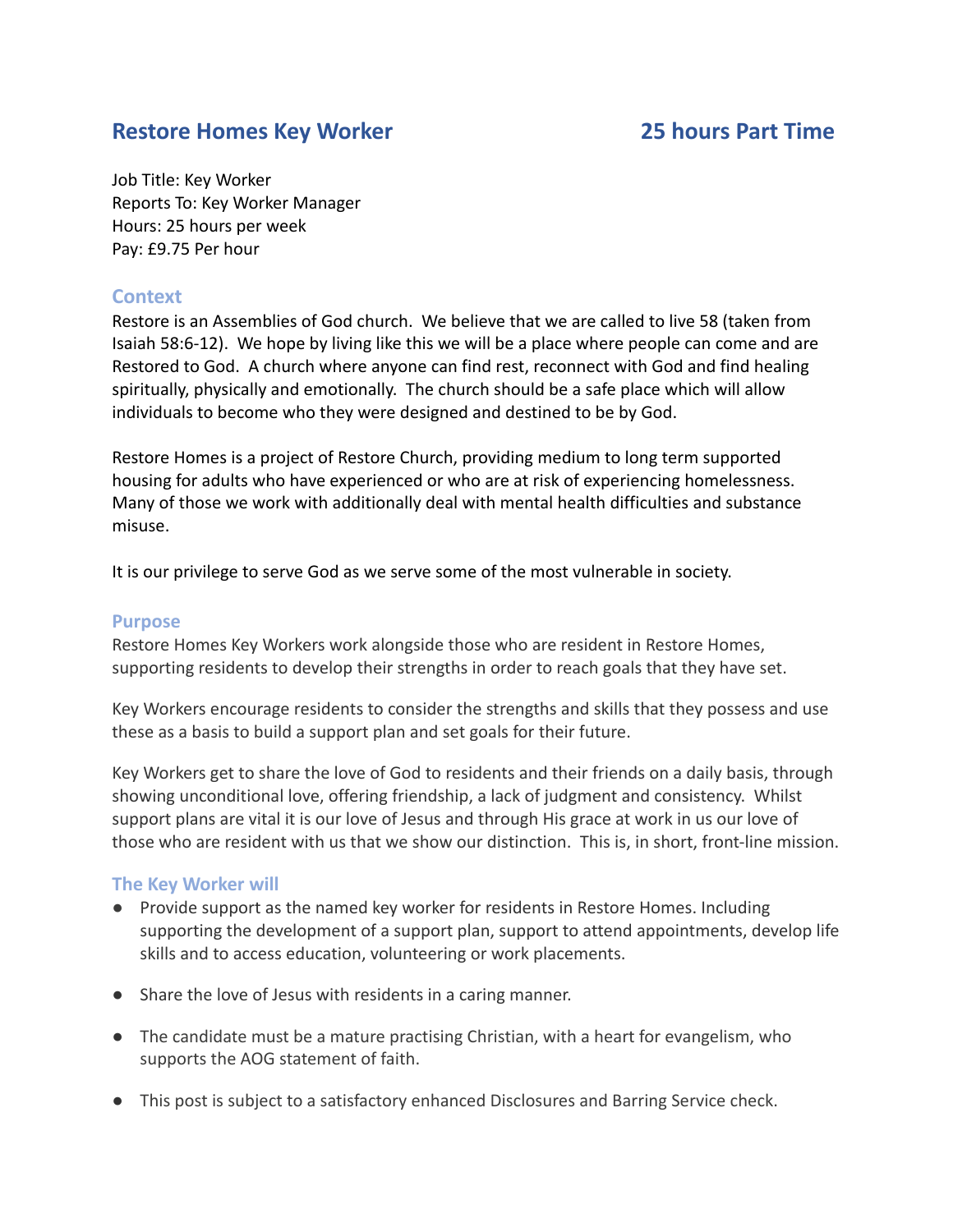# Restore Homes Key Worker 25 hours Part Time

Job Title: Key Worker
Reports To: Key Worker Manager
Hours: 25 hours per week
Pay: £9.75 Per hour

## Context

Restore is an Assemblies of God church. We believe that we are called to live 58 (taken from Isaiah 58:6-12). We hope by living like this we will be a place where people can come and are Restored to God. A church where anyone can find rest, reconnect with God and find healing spiritually, physically and emotionally. The church should be a safe place which will allow individuals to become who they were designed and destined to be by God.

Restore Homes is a project of Restore Church, providing medium to long term supported housing for adults who have experienced or who are at risk of experiencing homelessness. Many of those we work with additionally deal with mental health difficulties and substance misuse.

It is our privilege to serve God as we serve some of the most vulnerable in society.

## Purpose

Restore Homes Key Workers work alongside those who are resident in Restore Homes, supporting residents to develop their strengths in order to reach goals that they have set.

Key Workers encourage residents to consider the strengths and skills that they possess and use these as a basis to build a support plan and set goals for their future.

Key Workers get to share the love of God to residents and their friends on a daily basis, through showing unconditional love, offering friendship, a lack of judgment and consistency. Whilst support plans are vital it is our love of Jesus and through His grace at work in us our love of those who are resident with us that we show our distinction. This is, in short, front-line mission.

## The Key Worker will

- Provide support as the named key worker for residents in Restore Homes. Including supporting the development of a support plan, support to attend appointments, develop life skills and to access education, volunteering or work placements.
- Share the love of Jesus with residents in a caring manner.
- The candidate must be a mature practising Christian, with a heart for evangelism, who supports the AOG statement of faith.
- This post is subject to a satisfactory enhanced Disclosures and Barring Service check.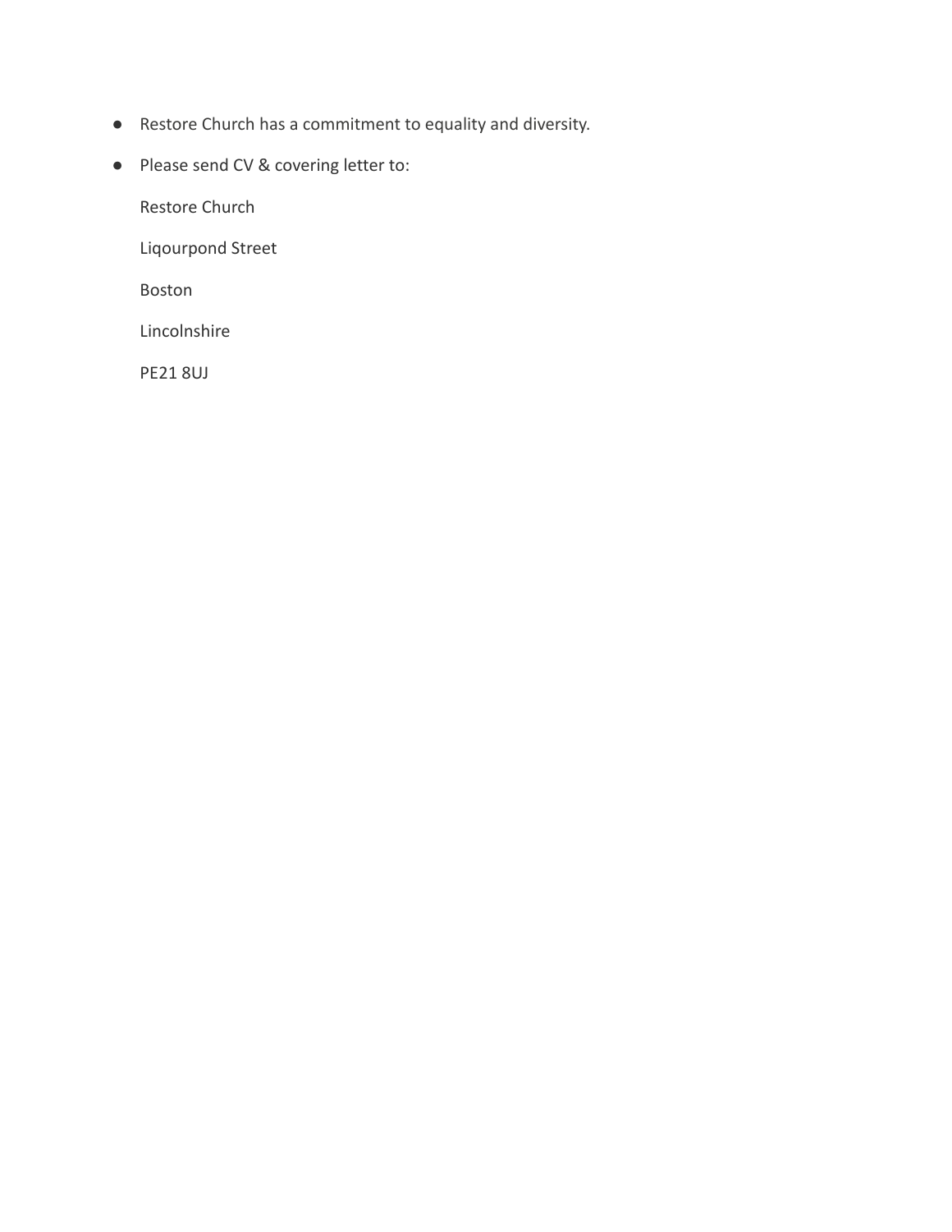- Restore Church has a commitment to equality and diversity.
- Please send CV & covering letter to:

  Restore Church

  Liqourpond Street

  Boston

  Lincolnshire

  PE21 8UJ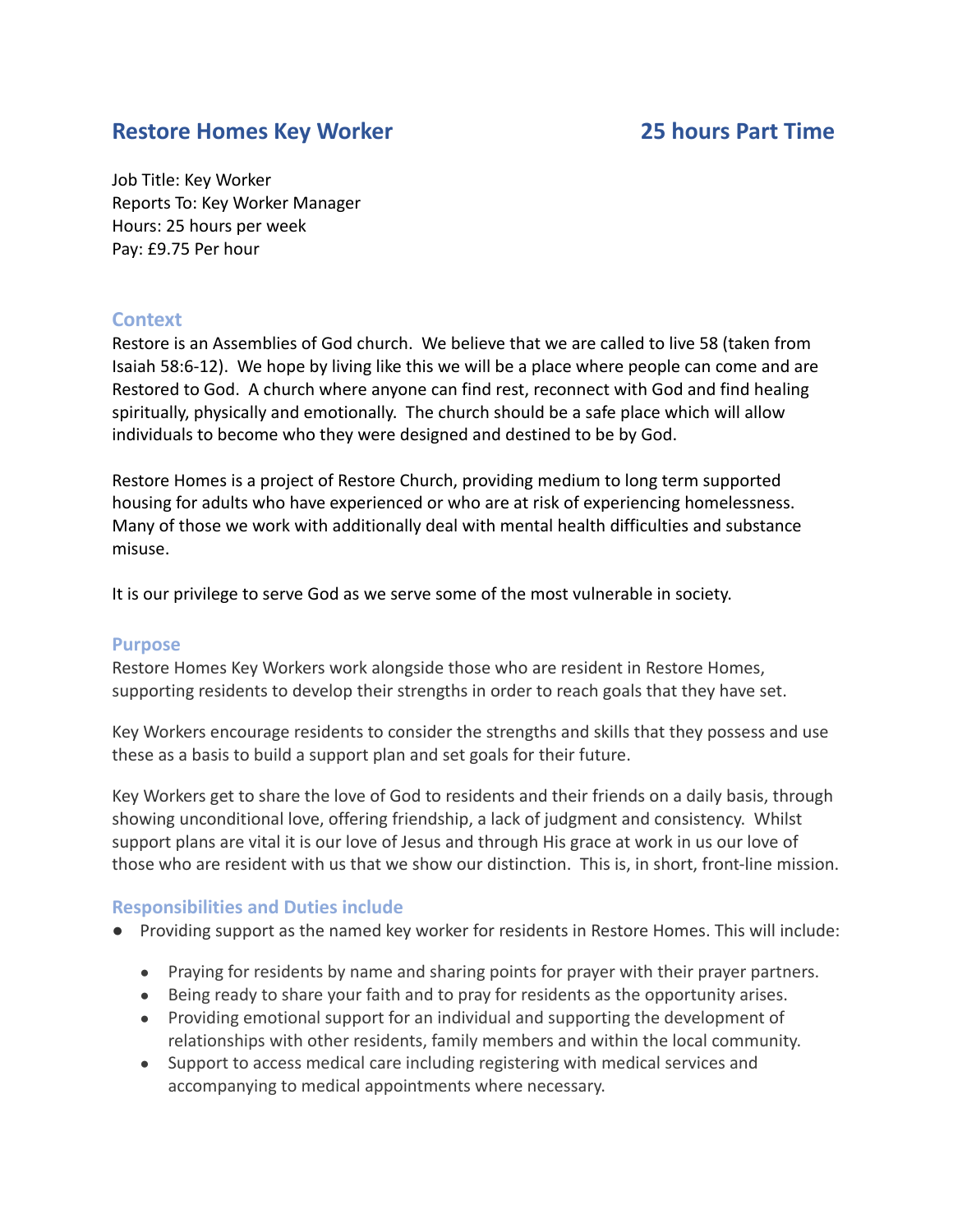## Restore Homes Key Worker — 25 hours Part Time

Job Title: Key Worker
Reports To: Key Worker Manager
Hours: 25 hours per week
Pay: £9.75 Per hour

### Context

Restore is an Assemblies of God church. We believe that we are called to live 58 (taken from Isaiah 58:6-12). We hope by living like this we will be a place where people can come and are Restored to God. A church where anyone can find rest, reconnect with God and find healing spiritually, physically and emotionally. The church should be a safe place which will allow individuals to become who they were designed and destined to be by God.

Restore Homes is a project of Restore Church, providing medium to long term supported housing for adults who have experienced or who are at risk of experiencing homelessness. Many of those we work with additionally deal with mental health difficulties and substance misuse.

It is our privilege to serve God as we serve some of the most vulnerable in society.

### Purpose

Restore Homes Key Workers work alongside those who are resident in Restore Homes, supporting residents to develop their strengths in order to reach goals that they have set.

Key Workers encourage residents to consider the strengths and skills that they possess and use these as a basis to build a support plan and set goals for their future.

Key Workers get to share the love of God to residents and their friends on a daily basis, through showing unconditional love, offering friendship, a lack of judgment and consistency. Whilst support plans are vital it is our love of Jesus and through His grace at work in us our love of those who are resident with us that we show our distinction. This is, in short, front-line mission.

### Responsibilities and Duties include

- Providing support as the named key worker for residents in Restore Homes. This will include:
  - Praying for residents by name and sharing points for prayer with their prayer partners.
  - Being ready to share your faith and to pray for residents as the opportunity arises.
  - Providing emotional support for an individual and supporting the development of relationships with other residents, family members and within the local community.
  - Support to access medical care including registering with medical services and accompanying to medical appointments where necessary.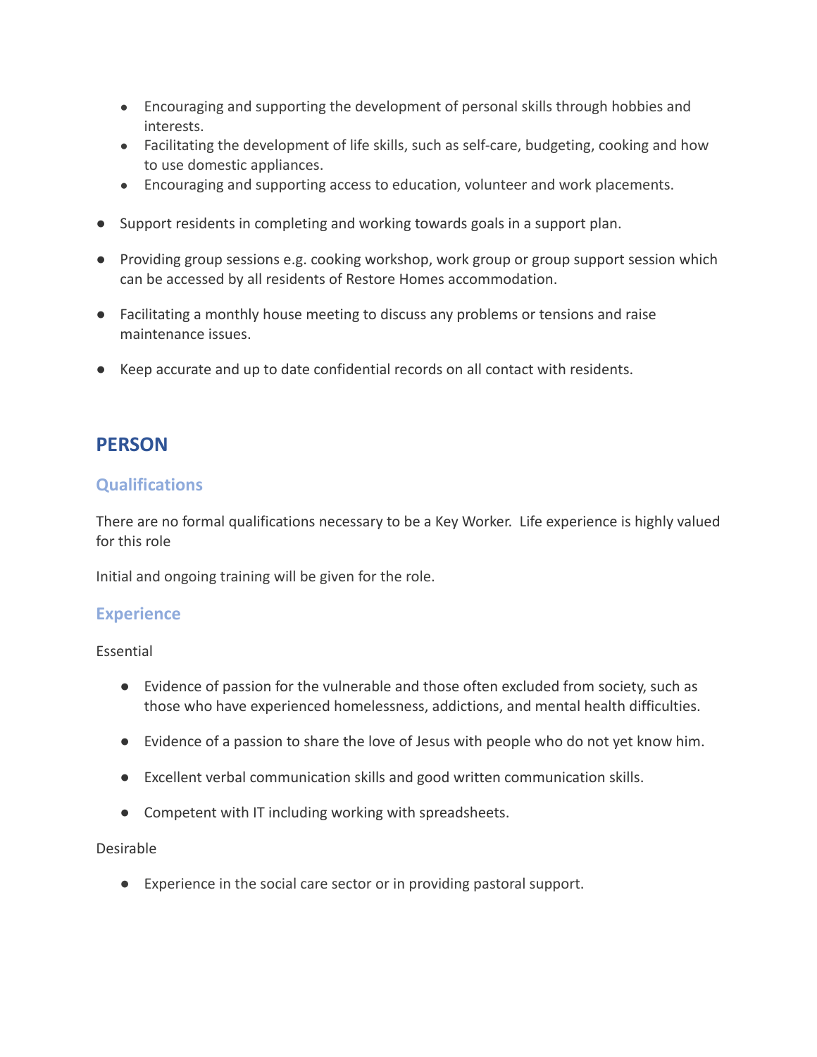- Encouraging and supporting the development of personal skills through hobbies and interests.
- Facilitating the development of life skills, such as self-care, budgeting, cooking and how to use domestic appliances.
- Encouraging and supporting access to education, volunteer and work placements.

- Support residents in completing and working towards goals in a support plan.

- Providing group sessions e.g. cooking workshop, work group or group support session which can be accessed by all residents of Restore Homes accommodation.

- Facilitating a monthly house meeting to discuss any problems or tensions and raise maintenance issues.

- Keep accurate and up to date confidential records on all contact with residents.

## PERSON

### Qualifications

There are no formal qualifications necessary to be a Key Worker. Life experience is highly valued for this role

Initial and ongoing training will be given for the role.

### Experience

Essential

- Evidence of passion for the vulnerable and those often excluded from society, such as those who have experienced homelessness, addictions, and mental health difficulties.

- Evidence of a passion to share the love of Jesus with people who do not yet know him.

- Excellent verbal communication skills and good written communication skills.

- Competent with IT including working with spreadsheets.

Desirable

- Experience in the social care sector or in providing pastoral support.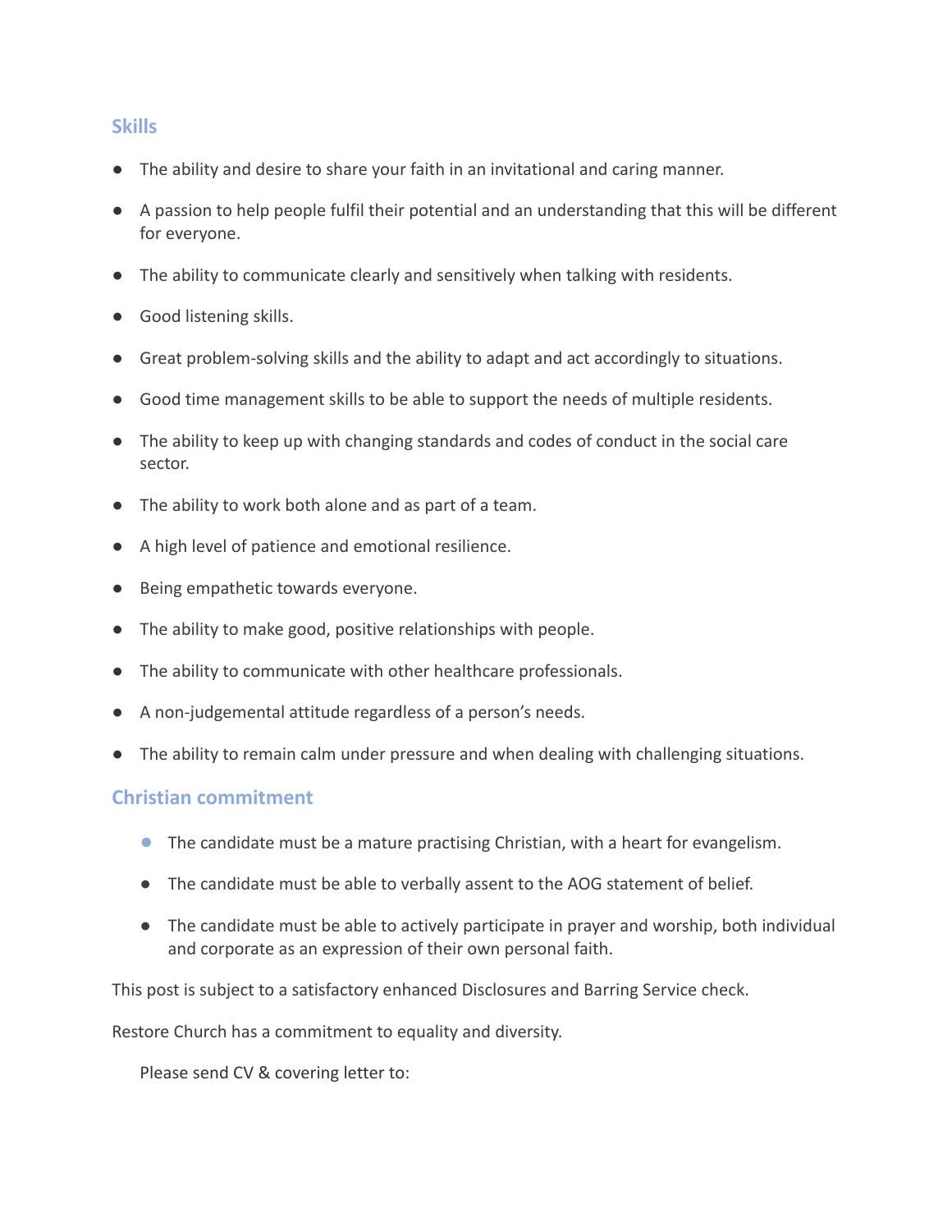## Skills

- The ability and desire to share your faith in an invitational and caring manner.
- A passion to help people fulfil their potential and an understanding that this will be different for everyone.
- The ability to communicate clearly and sensitively when talking with residents.
- Good listening skills.
- Great problem-solving skills and the ability to adapt and act accordingly to situations.
- Good time management skills to be able to support the needs of multiple residents.
- The ability to keep up with changing standards and codes of conduct in the social care sector.
- The ability to work both alone and as part of a team.
- A high level of patience and emotional resilience.
- Being empathetic towards everyone.
- The ability to make good, positive relationships with people.
- The ability to communicate with other healthcare professionals.
- A non-judgemental attitude regardless of a person's needs.
- The ability to remain calm under pressure and when dealing with challenging situations.

## Christian commitment

- The candidate must be a mature practising Christian, with a heart for evangelism.
- The candidate must be able to verbally assent to the AOG statement of belief.
- The candidate must be able to actively participate in prayer and worship, both individual and corporate as an expression of their own personal faith.

This post is subject to a satisfactory enhanced Disclosures and Barring Service check.

Restore Church has a commitment to equality and diversity.

Please send CV & covering letter to: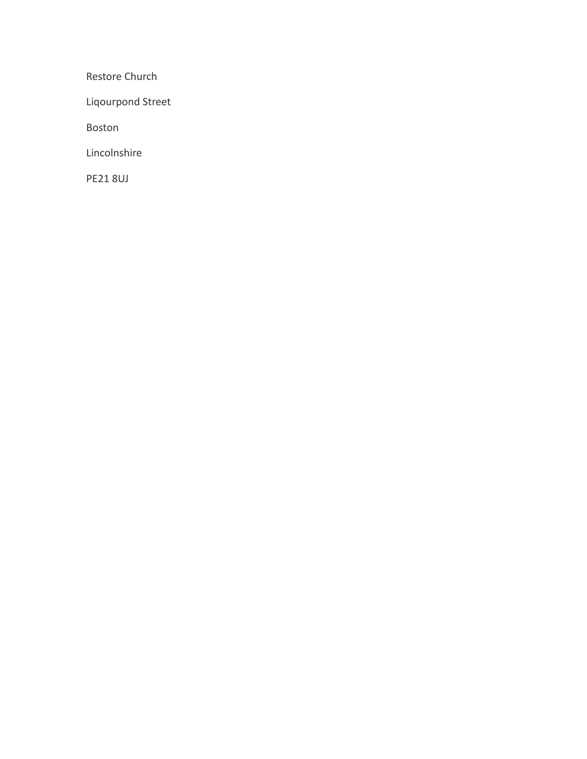Restore Church

Liqourpond Street

Boston

Lincolnshire

PE21 8UJ